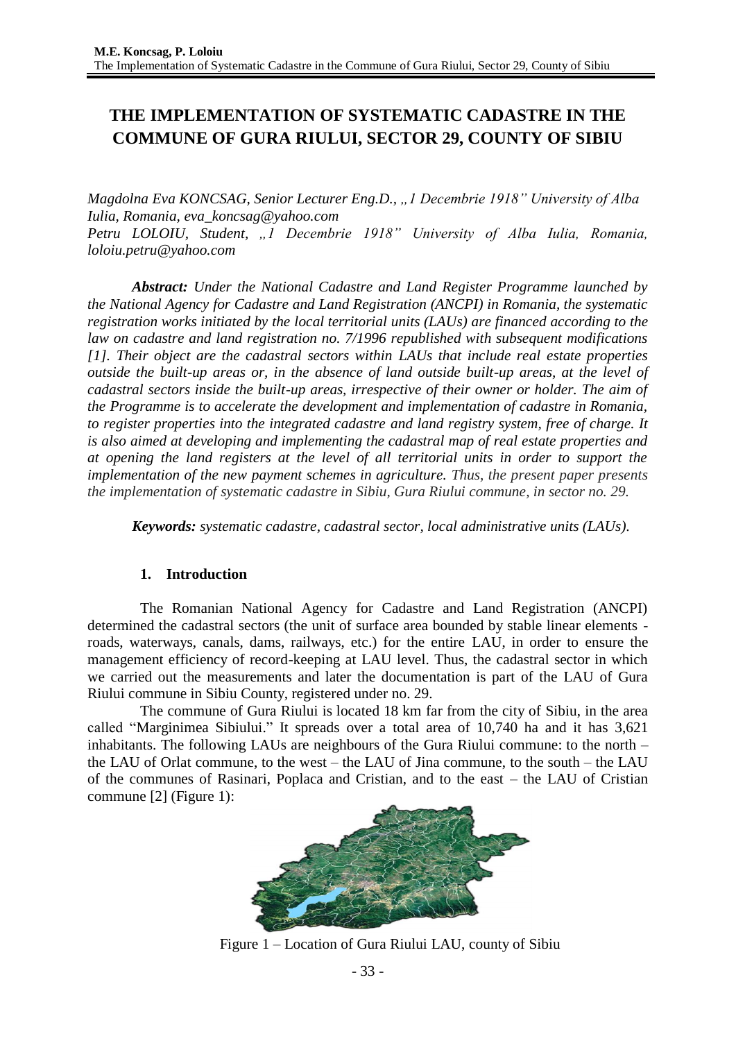# THE IMPLEMENTATION OF SYSTEMATIC CADASTRE IN THE COMMUNE OF GURA RIULUI, SECTOR 29, COUNTY OF SIBIU

*Magdolna Eva KONCSAG, Senior Lecturer Eng.D., „1 Decembrie 1918" University of Alba Iulia, Romania, eva_koncsag@yahoo.com*
*Petru LOLOIU, Student, „1 Decembrie 1918" University of Alba Iulia, Romania, loloiu.petru@yahoo.com*

***Abstract:*** *Under the National Cadastre and Land Register Programme launched by the National Agency for Cadastre and Land Registration (ANCPI) in Romania, the systematic registration works initiated by the local territorial units (LAUs) are financed according to the law on cadastre and land registration no. 7/1996 republished with subsequent modifications [1]. Their object are the cadastral sectors within LAUs that include real estate properties outside the built-up areas or, in the absence of land outside built-up areas, at the level of cadastral sectors inside the built-up areas, irrespective of their owner or holder. The aim of the Programme is to accelerate the development and implementation of cadastre in Romania, to register properties into the integrated cadastre and land registry system, free of charge. It is also aimed at developing and implementing the cadastral map of real estate properties and at opening the land registers at the level of all territorial units in order to support the implementation of the new payment schemes in agriculture. Thus, the present paper presents the implementation of systematic cadastre in Sibiu, Gura Riului commune, in sector no. 29.*

***Keywords:*** *systematic cadastre, cadastral sector, local administrative units (LAUs).*

## 1. Introduction

The Romanian National Agency for Cadastre and Land Registration (ANCPI) determined the cadastral sectors (the unit of surface area bounded by stable linear elements - roads, waterways, canals, dams, railways, etc.) for the entire LAU, in order to ensure the management efficiency of record-keeping at LAU level. Thus, the cadastral sector in which we carried out the measurements and later the documentation is part of the LAU of Gura Riului commune in Sibiu County, registered under no. 29.

The commune of Gura Riului is located 18 km far from the city of Sibiu, in the area called "Marginimea Sibiului." It spreads over a total area of 10,740 ha and it has 3,621 inhabitants. The following LAUs are neighbours of the Gura Riului commune: to the north – the LAU of Orlat commune, to the west – the LAU of Jina commune, to the south – the LAU of the communes of Rasinari, Poplaca and Cristian, and to the east – the LAU of Cristian commune [2] (Figure 1):

Figure 1 – Location of Gura Riului LAU, county of Sibiu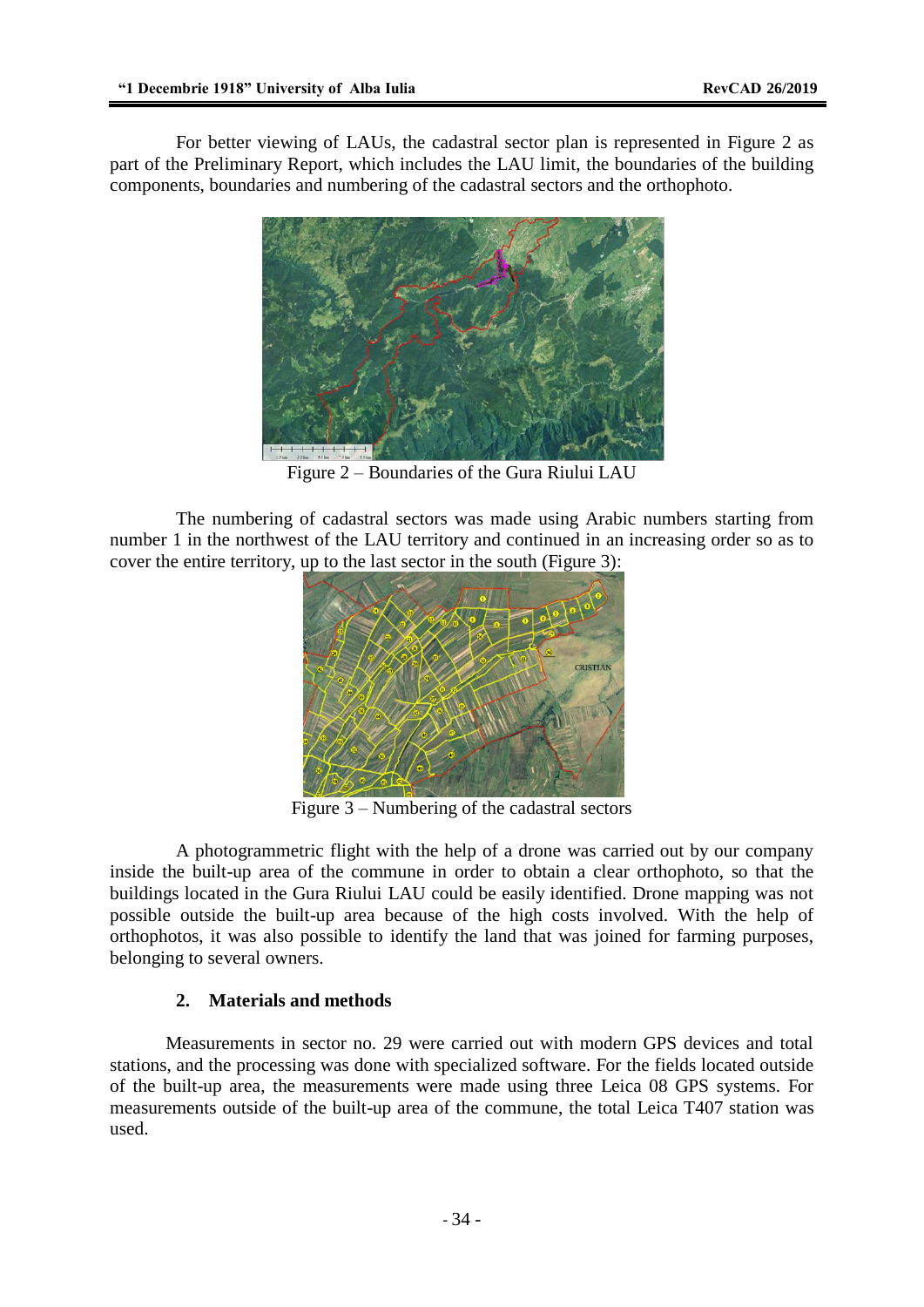For better viewing of LAUs, the cadastral sector plan is represented in Figure 2 as part of the Preliminary Report, which includes the LAU limit, the boundaries of the building components, boundaries and numbering of the cadastral sectors and the orthophoto.

Figure 2 – Boundaries of the Gura Riului LAU

The numbering of cadastral sectors was made using Arabic numbers starting from number 1 in the northwest of the LAU territory and continued in an increasing order so as to cover the entire territory, up to the last sector in the south (Figure 3):

Figure 3 – Numbering of the cadastral sectors

A photogrammetric flight with the help of a drone was carried out by our company inside the built-up area of the commune in order to obtain a clear orthophoto, so that the buildings located in the Gura Riului LAU could be easily identified. Drone mapping was not possible outside the built-up area because of the high costs involved. With the help of orthophotos, it was also possible to identify the land that was joined for farming purposes, belonging to several owners.

## 2. Materials and methods

Measurements in sector no. 29 were carried out with modern GPS devices and total stations, and the processing was done with specialized software. For the fields located outside of the built-up area, the measurements were made using three Leica 08 GPS systems. For measurements outside of the built-up area of the commune, the total Leica T407 station was used.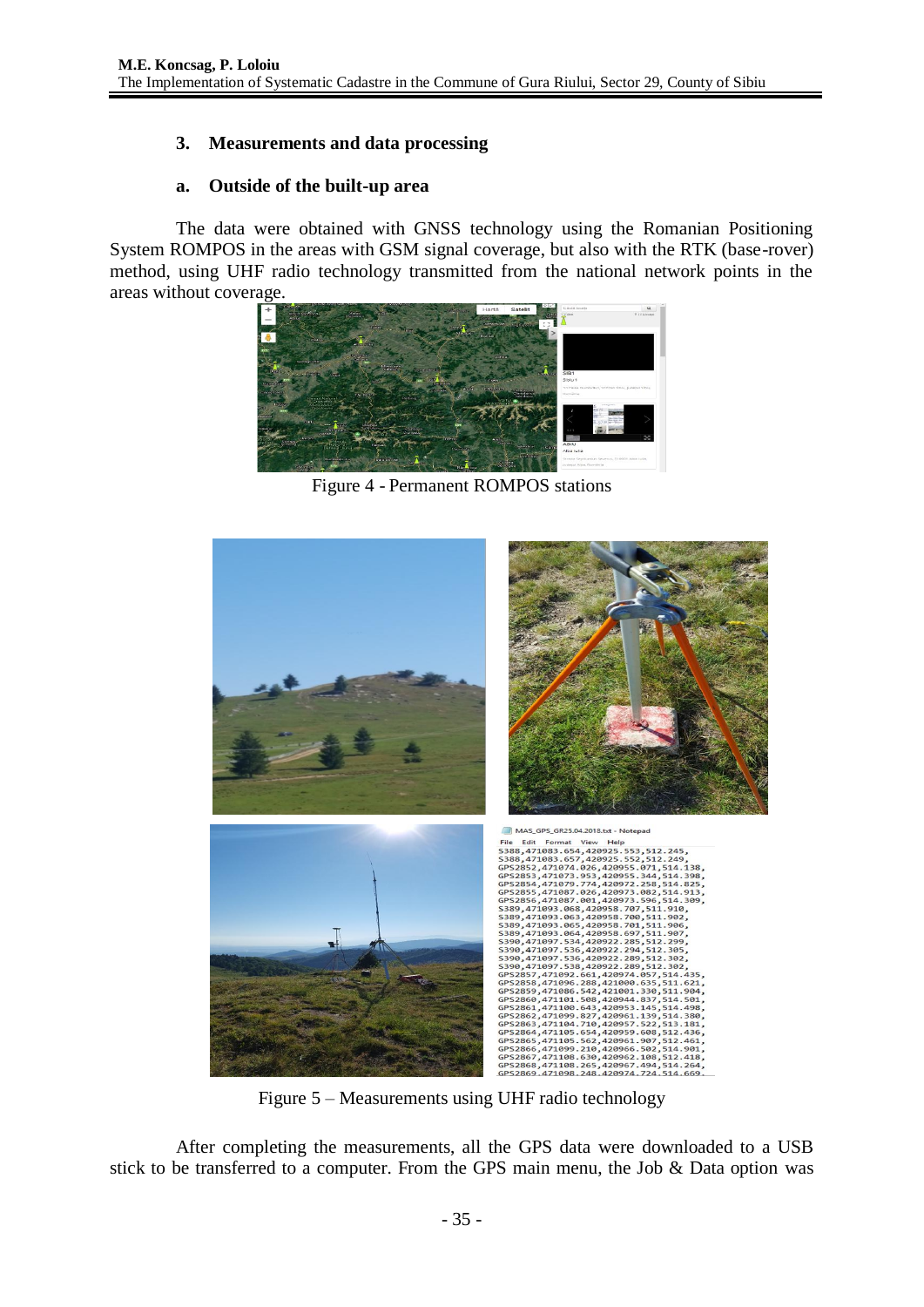## 3. Measurements and data processing

### a. Outside of the built-up area

The data were obtained with GNSS technology using the Romanian Positioning System ROMPOS in the areas with GSM signal coverage, but also with the RTK (base-rover) method, using UHF radio technology transmitted from the national network points in the areas without coverage.

Figure 4 - Permanent ROMPOS stations

Figure 5 – Measurements using UHF radio technology

After completing the measurements, all the GPS data were downloaded to a USB stick to be transferred to a computer. From the GPS main menu, the Job & Data option was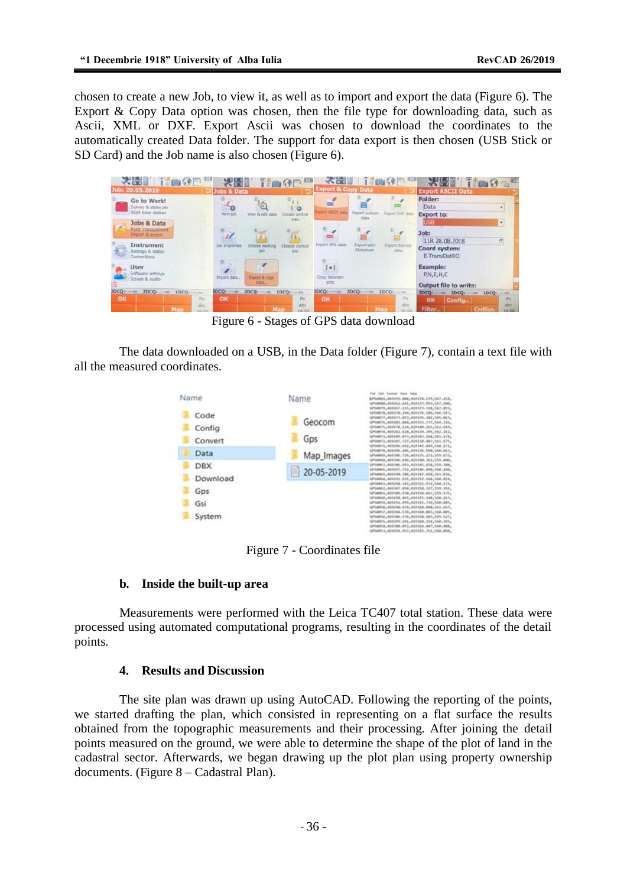chosen to create a new Job, to view it, as well as to import and export the data (Figure 6). The Export & Copy Data option was chosen, then the file type for downloading data, such as Ascii, XML or DXF. Export Ascii was chosen to download the coordinates to the automatically created Data folder. The support for data export is then chosen (USB Stick or SD Card) and the Job name is also chosen (Figure 6).

Figure 6 - Stages of GPS data download

The data downloaded on a USB, in the Data folder (Figure 7), contain a text file with all the measured coordinates.

Figure 7 - Coordinates file

### b. Inside the built-up area

Measurements were performed with the Leica TC407 total station. These data were processed using automated computational programs, resulting in the coordinates of the detail points.

## 4. Results and Discussion

The site plan was drawn up using AutoCAD. Following the reporting of the points, we started drafting the plan, which consisted in representing on a flat surface the results obtained from the topographic measurements and their processing. After joining the detail points measured on the ground, we were able to determine the shape of the plot of land in the cadastral sector. Afterwards, we began drawing up the plot plan using property ownership documents. (Figure 8 – Cadastral Plan).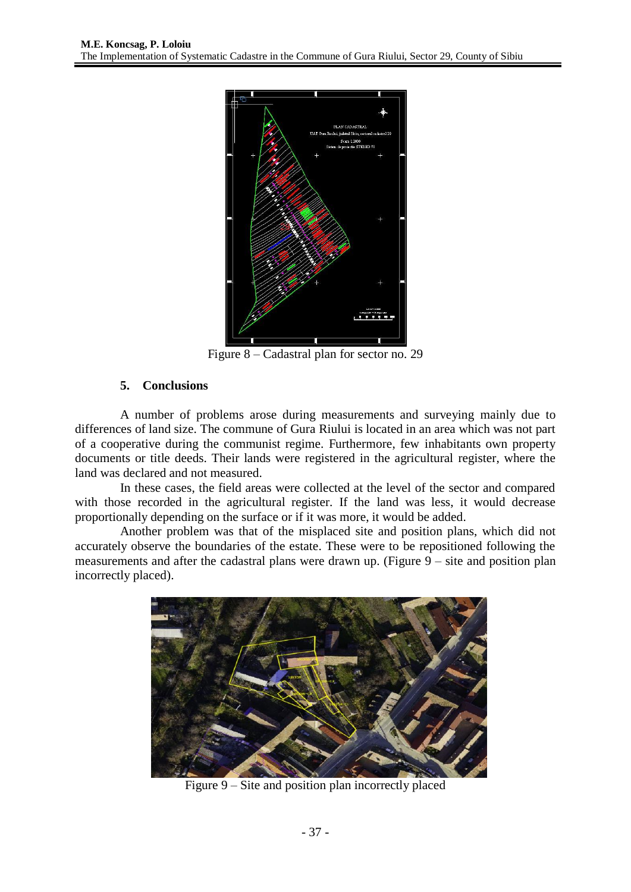Figure 8 – Cadastral plan for sector no. 29

## 5. Conclusions

A number of problems arose during measurements and surveying mainly due to differences of land size. The commune of Gura Riului is located in an area which was not part of a cooperative during the communist regime. Furthermore, few inhabitants own property documents or title deeds. Their lands were registered in the agricultural register, where the land was declared and not measured.

In these cases, the field areas were collected at the level of the sector and compared with those recorded in the agricultural register. If the land was less, it would decrease proportionally depending on the surface or if it was more, it would be added.

Another problem was that of the misplaced site and position plans, which did not accurately observe the boundaries of the estate. These were to be repositioned following the measurements and after the cadastral plans were drawn up. (Figure 9 – site and position plan incorrectly placed).

Figure 9 – Site and position plan incorrectly placed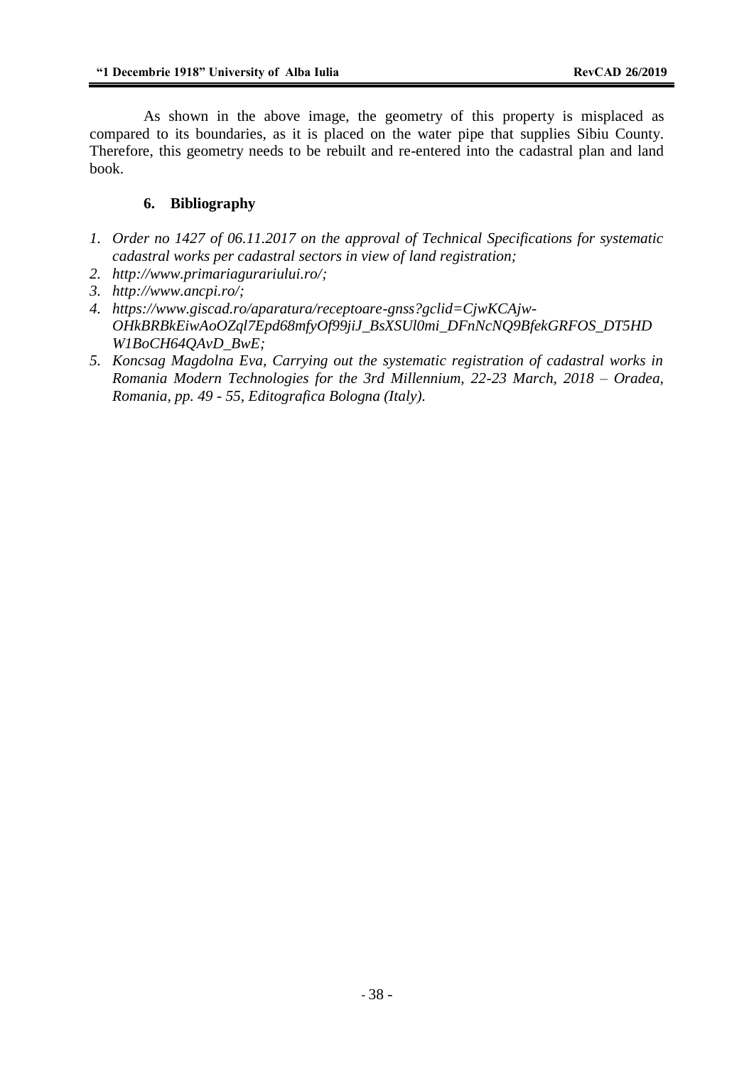As shown in the above image, the geometry of this property is misplaced as compared to its boundaries, as it is placed on the water pipe that supplies Sibiu County. Therefore, this geometry needs to be rebuilt and re-entered into the cadastral plan and land book.

## 6. Bibliography

1. *Order no 1427 of 06.11.2017 on the approval of Technical Specifications for systematic cadastral works per cadastral sectors in view of land registration;*
2. *http://www.primariagurariului.ro/;*
3. *http://www.ancpi.ro/;*
4. *https://www.giscad.ro/aparatura/receptoare-gnss?gclid=CjwKCAjw-OHkBRBkEiwAoOZql7Epd68mfyOf99jiJ_BsXSUl0mi_DFnNcNQ9BfekGRFOS_DT5HDW1BoCH64QAvD_BwE;*
5. *Koncsag Magdolna Eva, Carrying out the systematic registration of cadastral works in Romania Modern Technologies for the 3rd Millennium, 22-23 March, 2018 – Oradea, Romania, pp. 49 - 55, Editografica Bologna (Italy).*